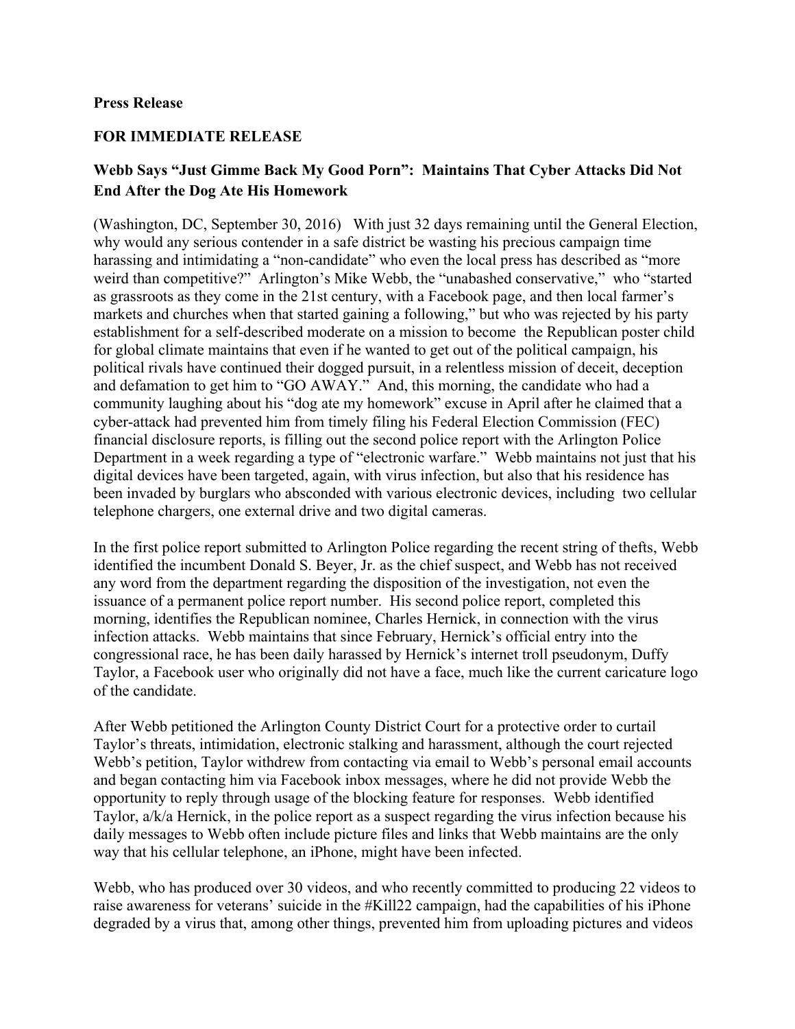**Press Release**

**FOR IMMEDIATE RELEASE**

**Webb Says "Just Gimme Back My Good Porn": Maintains That Cyber Attacks Did Not End After the Dog Ate His Homework**

(Washington, DC, September 30, 2016) With just 32 days remaining until the General Election, why would any serious contender in a safe district be wasting his precious campaign time harassing and intimidating a "non-candidate" who even the local press has described as "more weird than competitive?" Arlington's Mike Webb, the "unabashed conservative," who "started as grassroots as they come in the 21st century, with a Facebook page, and then local farmer's markets and churches when that started gaining a following," but who was rejected by his party establishment for a self-described moderate on a mission to become the Republican poster child for global climate maintains that even if he wanted to get out of the political campaign, his political rivals have continued their dogged pursuit, in a relentless mission of deceit, deception and defamation to get him to "GO AWAY." And, this morning, the candidate who had a community laughing about his "dog ate my homework" excuse in April after he claimed that a cyber-attack had prevented him from timely filing his Federal Election Commission (FEC) financial disclosure reports, is filling out the second police report with the Arlington Police Department in a week regarding a type of "electronic warfare." Webb maintains not just that his digital devices have been targeted, again, with virus infection, but also that his residence has been invaded by burglars who absconded with various electronic devices, including two cellular telephone chargers, one external drive and two digital cameras.

In the first police report submitted to Arlington Police regarding the recent string of thefts, Webb identified the incumbent Donald S. Beyer, Jr. as the chief suspect, and Webb has not received any word from the department regarding the disposition of the investigation, not even the issuance of a permanent police report number. His second police report, completed this morning, identifies the Republican nominee, Charles Hernick, in connection with the virus infection attacks. Webb maintains that since February, Hernick's official entry into the congressional race, he has been daily harassed by Hernick's internet troll pseudonym, Duffy Taylor, a Facebook user who originally did not have a face, much like the current caricature logo of the candidate.

After Webb petitioned the Arlington County District Court for a protective order to curtail Taylor's threats, intimidation, electronic stalking and harassment, although the court rejected Webb's petition, Taylor withdrew from contacting via email to Webb's personal email accounts and began contacting him via Facebook inbox messages, where he did not provide Webb the opportunity to reply through usage of the blocking feature for responses. Webb identified Taylor, a/k/a Hernick, in the police report as a suspect regarding the virus infection because his daily messages to Webb often include picture files and links that Webb maintains are the only way that his cellular telephone, an iPhone, might have been infected.

Webb, who has produced over 30 videos, and who recently committed to producing 22 videos to raise awareness for veterans' suicide in the #Kill22 campaign, had the capabilities of his iPhone degraded by a virus that, among other things, prevented him from uploading pictures and videos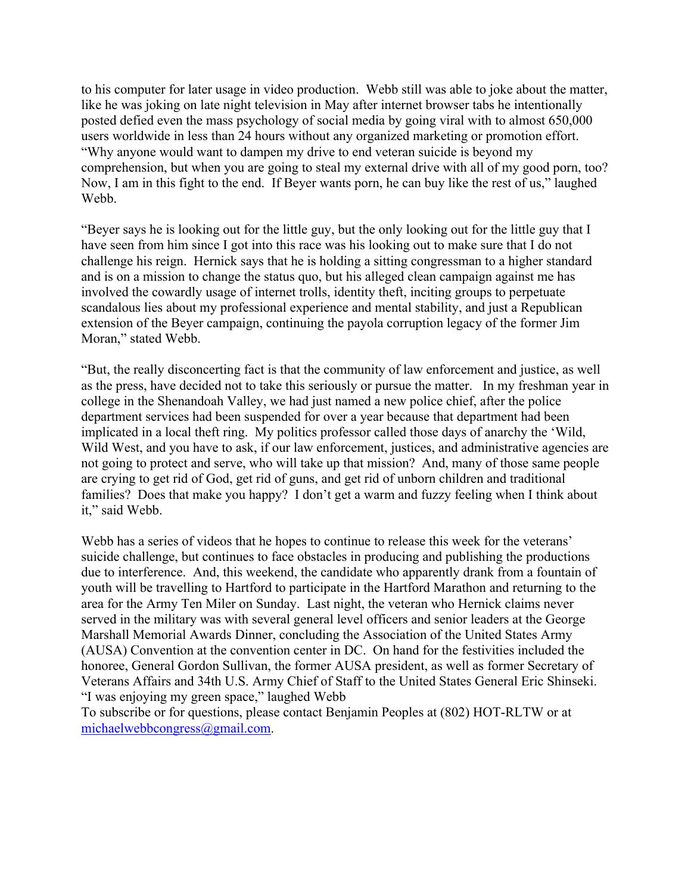to his computer for later usage in video production. Webb still was able to joke about the matter, like he was joking on late night television in May after internet browser tabs he intentionally posted defied even the mass psychology of social media by going viral with to almost 650,000 users worldwide in less than 24 hours without any organized marketing or promotion effort. "Why anyone would want to dampen my drive to end veteran suicide is beyond my comprehension, but when you are going to steal my external drive with all of my good porn, too? Now, I am in this fight to the end. If Beyer wants porn, he can buy like the rest of us," laughed Webb.

"Beyer says he is looking out for the little guy, but the only looking out for the little guy that I have seen from him since I got into this race was his looking out to make sure that I do not challenge his reign. Hernick says that he is holding a sitting congressman to a higher standard and is on a mission to change the status quo, but his alleged clean campaign against me has involved the cowardly usage of internet trolls, identity theft, inciting groups to perpetuate scandalous lies about my professional experience and mental stability, and just a Republican extension of the Beyer campaign, continuing the payola corruption legacy of the former Jim Moran," stated Webb.

"But, the really disconcerting fact is that the community of law enforcement and justice, as well as the press, have decided not to take this seriously or pursue the matter. In my freshman year in college in the Shenandoah Valley, we had just named a new police chief, after the police department services had been suspended for over a year because that department had been implicated in a local theft ring. My politics professor called those days of anarchy the 'Wild, Wild West, and you have to ask, if our law enforcement, justices, and administrative agencies are not going to protect and serve, who will take up that mission? And, many of those same people are crying to get rid of God, get rid of guns, and get rid of unborn children and traditional families? Does that make you happy? I don't get a warm and fuzzy feeling when I think about it," said Webb.

Webb has a series of videos that he hopes to continue to release this week for the veterans' suicide challenge, but continues to face obstacles in producing and publishing the productions due to interference. And, this weekend, the candidate who apparently drank from a fountain of youth will be travelling to Hartford to participate in the Hartford Marathon and returning to the area for the Army Ten Miler on Sunday. Last night, the veteran who Hernick claims never served in the military was with several general level officers and senior leaders at the George Marshall Memorial Awards Dinner, concluding the Association of the United States Army (AUSA) Convention at the convention center in DC. On hand for the festivities included the honoree, General Gordon Sullivan, the former AUSA president, as well as former Secretary of Veterans Affairs and 34th U.S. Army Chief of Staff to the United States General Eric Shinseki. "I was enjoying my green space," laughed Webb

To subscribe or for questions, please contact Benjamin Peoples at (802) HOT-RLTW or at michaelwebbcongress@gmail.com.